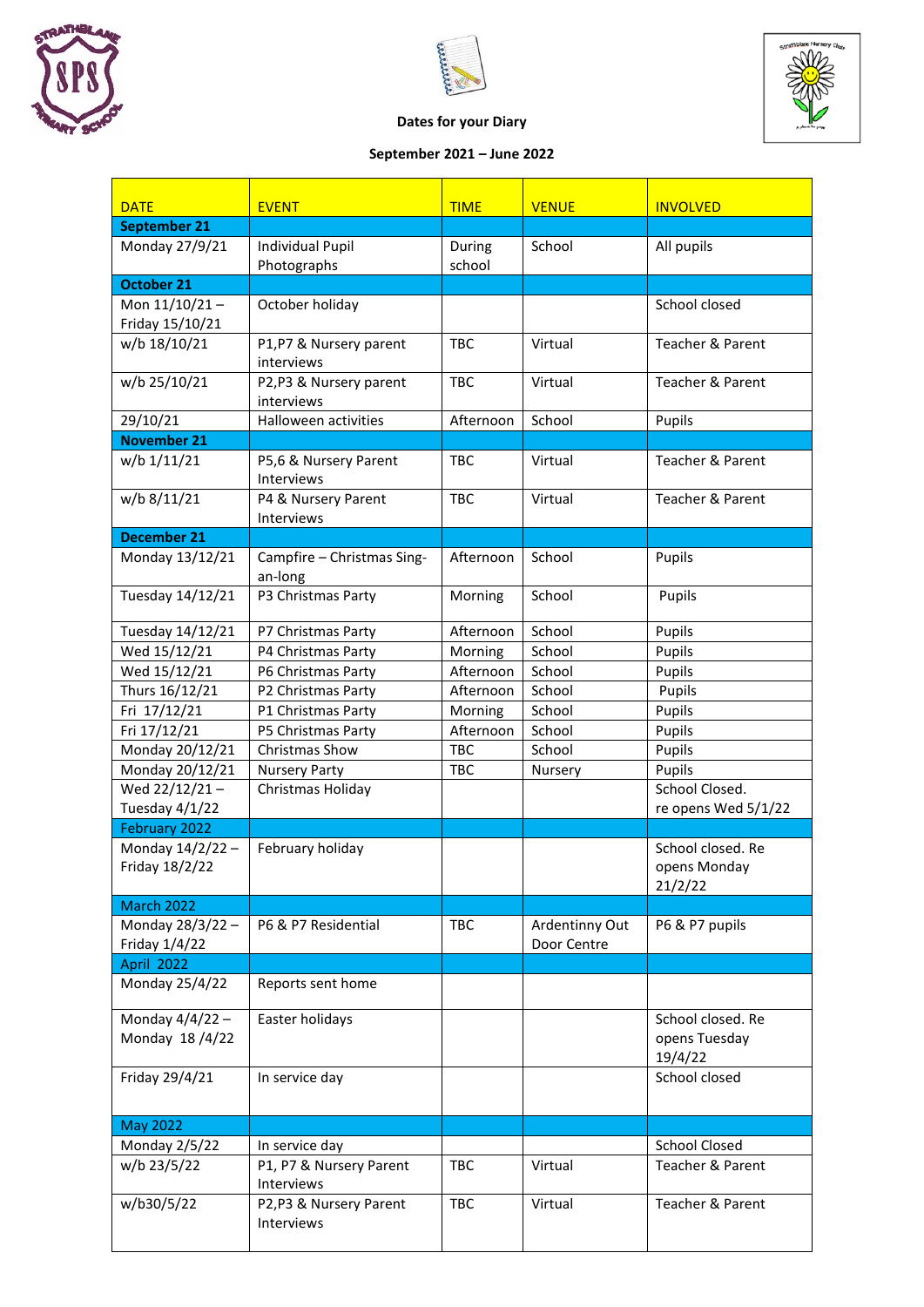**Dates for your Diary**

**September 2021 – June 2022**

| DATE | EVENT | TIME | VENUE | INVOLVED |
|---|---|---|---|---|
| **September 21** | | | | |
| Monday 27/9/21 | Individual Pupil Photographs | During school | School | All pupils |
| **October 21** | | | | |
| Mon 11/10/21 – Friday 15/10/21 | October holiday | | | School closed |
| w/b 18/10/21 | P1,P7 & Nursery parent interviews | TBC | Virtual | Teacher & Parent |
| w/b 25/10/21 | P2,P3 & Nursery parent interviews | TBC | Virtual | Teacher & Parent |
| 29/10/21 | Halloween activities | Afternoon | School | Pupils |
| **November 21** | | | | |
| w/b 1/11/21 | P5,6 & Nursery Parent Interviews | TBC | Virtual | Teacher & Parent |
| w/b 8/11/21 | P4 & Nursery Parent Interviews | TBC | Virtual | Teacher & Parent |
| **December 21** | | | | |
| Monday 13/12/21 | Campfire – Christmas Sing-an-long | Afternoon | School | Pupils |
| Tuesday 14/12/21 | P3 Christmas Party | Morning | School | Pupils |
| Tuesday 14/12/21 | P7 Christmas Party | Afternoon | School | Pupils |
| Wed 15/12/21 | P4 Christmas Party | Morning | School | Pupils |
| Wed 15/12/21 | P6 Christmas Party | Afternoon | School | Pupils |
| Thurs 16/12/21 | P2 Christmas Party | Afternoon | School | Pupils |
| Fri 17/12/21 | P1 Christmas Party | Morning | School | Pupils |
| Fri 17/12/21 | P5 Christmas Party | Afternoon | School | Pupils |
| Monday 20/12/21 | Christmas Show | TBC | School | Pupils |
| Monday 20/12/21 | Nursery Party | TBC | Nursery | Pupils |
| Wed 22/12/21 – Tuesday 4/1/22 | Christmas Holiday | | | School Closed. re opens Wed 5/1/22 |
| February 2022 | | | | |
| Monday 14/2/22 – Friday 18/2/22 | February holiday | | | School closed. Re opens Monday 21/2/22 |
| March 2022 | | | | |
| Monday 28/3/22 – Friday 1/4/22 | P6 & P7 Residential | TBC | Ardentinny Out Door Centre | P6 & P7 pupils |
| April 2022 | | | | |
| Monday 25/4/22 | Reports sent home | | | |
| Monday 4/4/22 – Monday 18 /4/22 | Easter holidays | | | School closed. Re opens Tuesday 19/4/22 |
| Friday 29/4/21 | In service day | | | School closed |
| May 2022 | | | | |
| Monday 2/5/22 | In service day | | | School Closed |
| w/b 23/5/22 | P1, P7 & Nursery Parent Interviews | TBC | Virtual | Teacher & Parent |
| w/b30/5/22 | P2,P3 & Nursery Parent Interviews | TBC | Virtual | Teacher & Parent |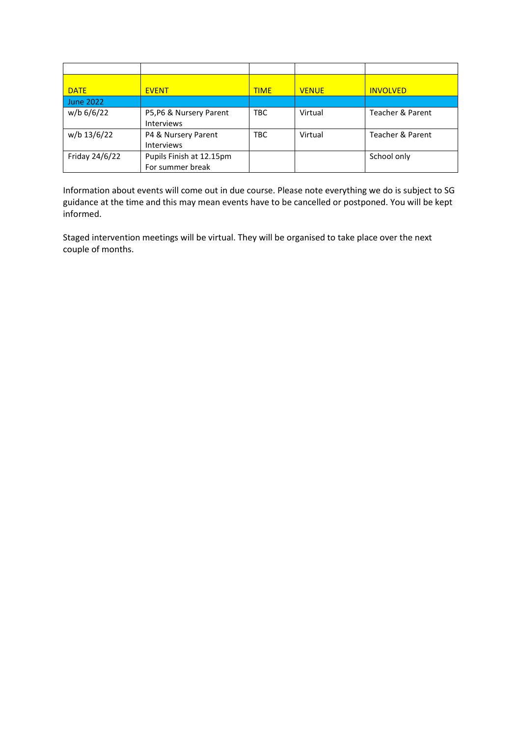| | | | | |
|---|---|---|---|---|
| DATE | EVENT | TIME | VENUE | INVOLVED |
| June 2022 | | | | |
| w/b 6/6/22 | P5,P6 & Nursery Parent Interviews | TBC | Virtual | Teacher & Parent |
| w/b 13/6/22 | P4 & Nursery Parent Interviews | TBC | Virtual | Teacher & Parent |
| Friday 24/6/22 | Pupils Finish at 12.15pm For summer break | | | School only |

Information about events will come out in due course. Please note everything we do is subject to SG guidance at the time and this may mean events have to be cancelled or postponed. You will be kept informed.

Staged intervention meetings will be virtual. They will be organised to take place over the next couple of months.